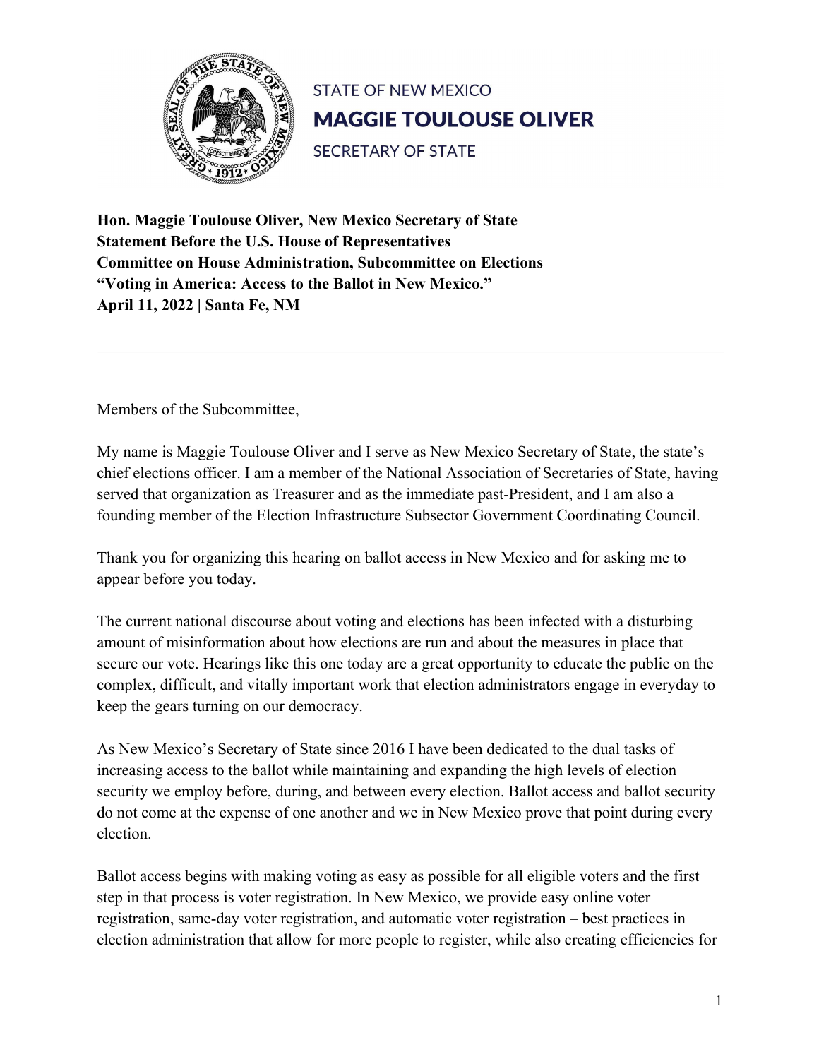STATE OF NEW MEXICO
**MAGGIE TOULOUSE OLIVER**
SECRETARY OF STATE

**Hon. Maggie Toulouse Oliver, New Mexico Secretary of State**
**Statement Before the U.S. House of Representatives**
**Committee on House Administration, Subcommittee on Elections**
**"Voting in America: Access to the Ballot in New Mexico."**
**April 11, 2022 | Santa Fe, NM**

---

Members of the Subcommittee,

My name is Maggie Toulouse Oliver and I serve as New Mexico Secretary of State, the state's chief elections officer. I am a member of the National Association of Secretaries of State, having served that organization as Treasurer and as the immediate past-President, and I am also a founding member of the Election Infrastructure Subsector Government Coordinating Council.

Thank you for organizing this hearing on ballot access in New Mexico and for asking me to appear before you today.

The current national discourse about voting and elections has been infected with a disturbing amount of misinformation about how elections are run and about the measures in place that secure our vote. Hearings like this one today are a great opportunity to educate the public on the complex, difficult, and vitally important work that election administrators engage in everyday to keep the gears turning on our democracy.

As New Mexico's Secretary of State since 2016 I have been dedicated to the dual tasks of increasing access to the ballot while maintaining and expanding the high levels of election security we employ before, during, and between every election. Ballot access and ballot security do not come at the expense of one another and we in New Mexico prove that point during every election.

Ballot access begins with making voting as easy as possible for all eligible voters and the first step in that process is voter registration. In New Mexico, we provide easy online voter registration, same-day voter registration, and automatic voter registration – best practices in election administration that allow for more people to register, while also creating efficiencies for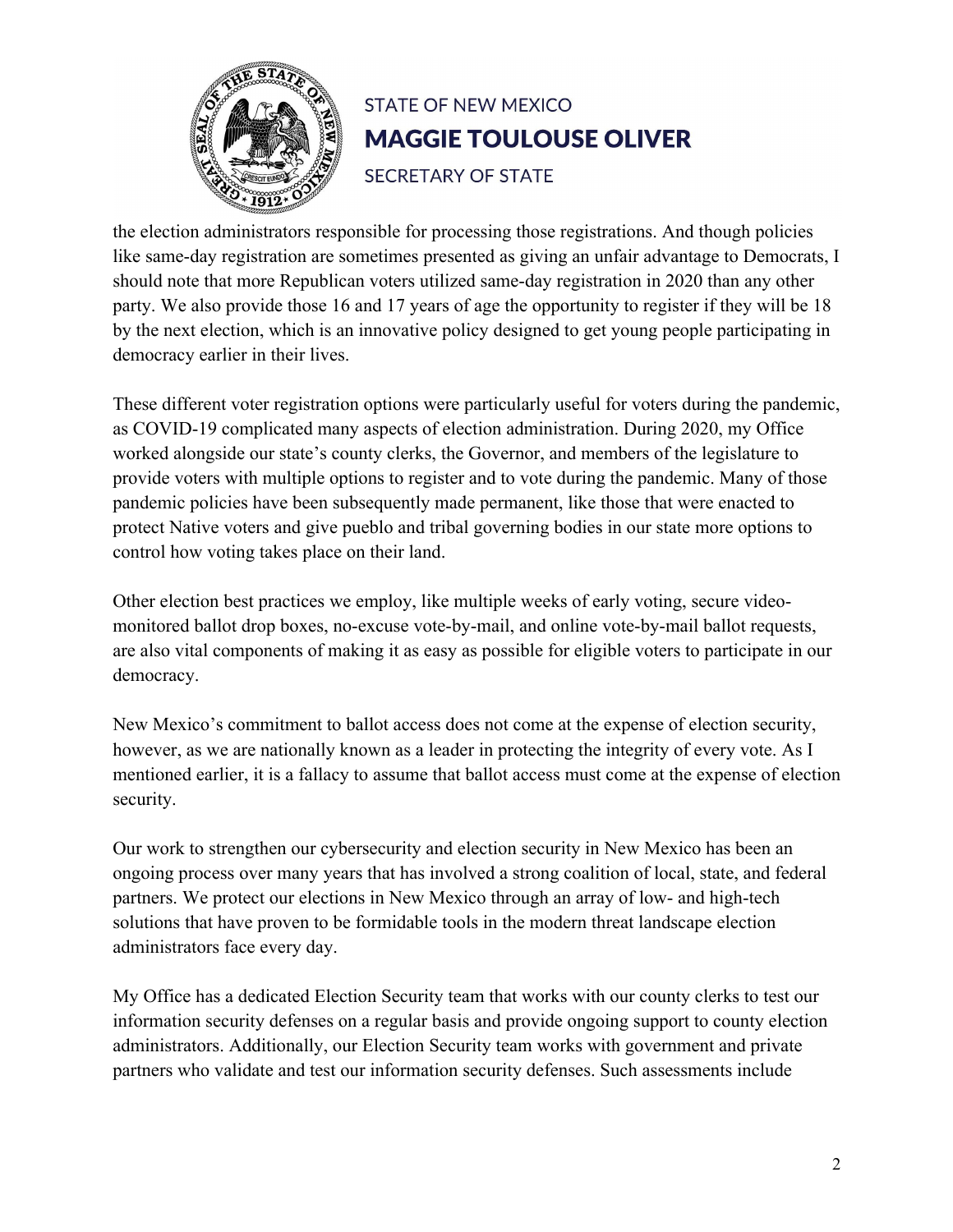the election administrators responsible for processing those registrations. And though policies like same-day registration are sometimes presented as giving an unfair advantage to Democrats, I should note that more Republican voters utilized same-day registration in 2020 than any other party. We also provide those 16 and 17 years of age the opportunity to register if they will be 18 by the next election, which is an innovative policy designed to get young people participating in democracy earlier in their lives.

These different voter registration options were particularly useful for voters during the pandemic, as COVID-19 complicated many aspects of election administration. During 2020, my Office worked alongside our state's county clerks, the Governor, and members of the legislature to provide voters with multiple options to register and to vote during the pandemic. Many of those pandemic policies have been subsequently made permanent, like those that were enacted to protect Native voters and give pueblo and tribal governing bodies in our state more options to control how voting takes place on their land.

Other election best practices we employ, like multiple weeks of early voting, secure video-monitored ballot drop boxes, no-excuse vote-by-mail, and online vote-by-mail ballot requests, are also vital components of making it as easy as possible for eligible voters to participate in our democracy.

New Mexico's commitment to ballot access does not come at the expense of election security, however, as we are nationally known as a leader in protecting the integrity of every vote. As I mentioned earlier, it is a fallacy to assume that ballot access must come at the expense of election security.

Our work to strengthen our cybersecurity and election security in New Mexico has been an ongoing process over many years that has involved a strong coalition of local, state, and federal partners. We protect our elections in New Mexico through an array of low- and high-tech solutions that have proven to be formidable tools in the modern threat landscape election administrators face every day.

My Office has a dedicated Election Security team that works with our county clerks to test our information security defenses on a regular basis and provide ongoing support to county election administrators. Additionally, our Election Security team works with government and private partners who validate and test our information security defenses. Such assessments include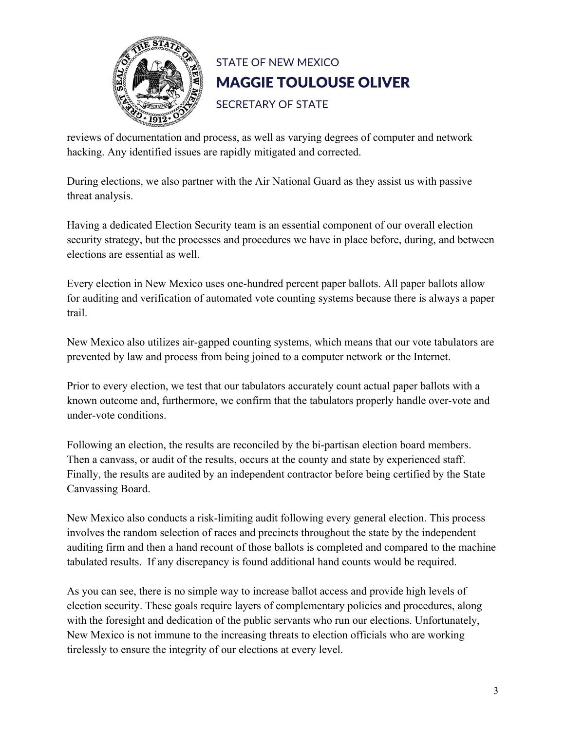reviews of documentation and process, as well as varying degrees of computer and network hacking. Any identified issues are rapidly mitigated and corrected.

During elections, we also partner with the Air National Guard as they assist us with passive threat analysis.

Having a dedicated Election Security team is an essential component of our overall election security strategy, but the processes and procedures we have in place before, during, and between elections are essential as well.

Every election in New Mexico uses one-hundred percent paper ballots. All paper ballots allow for auditing and verification of automated vote counting systems because there is always a paper trail.

New Mexico also utilizes air-gapped counting systems, which means that our vote tabulators are prevented by law and process from being joined to a computer network or the Internet.

Prior to every election, we test that our tabulators accurately count actual paper ballots with a known outcome and, furthermore, we confirm that the tabulators properly handle over-vote and under-vote conditions.

Following an election, the results are reconciled by the bi-partisan election board members. Then a canvass, or audit of the results, occurs at the county and state by experienced staff. Finally, the results are audited by an independent contractor before being certified by the State Canvassing Board.

New Mexico also conducts a risk-limiting audit following every general election. This process involves the random selection of races and precincts throughout the state by the independent auditing firm and then a hand recount of those ballots is completed and compared to the machine tabulated results. If any discrepancy is found additional hand counts would be required.

As you can see, there is no simple way to increase ballot access and provide high levels of election security. These goals require layers of complementary policies and procedures, along with the foresight and dedication of the public servants who run our elections. Unfortunately, New Mexico is not immune to the increasing threats to election officials who are working tirelessly to ensure the integrity of our elections at every level.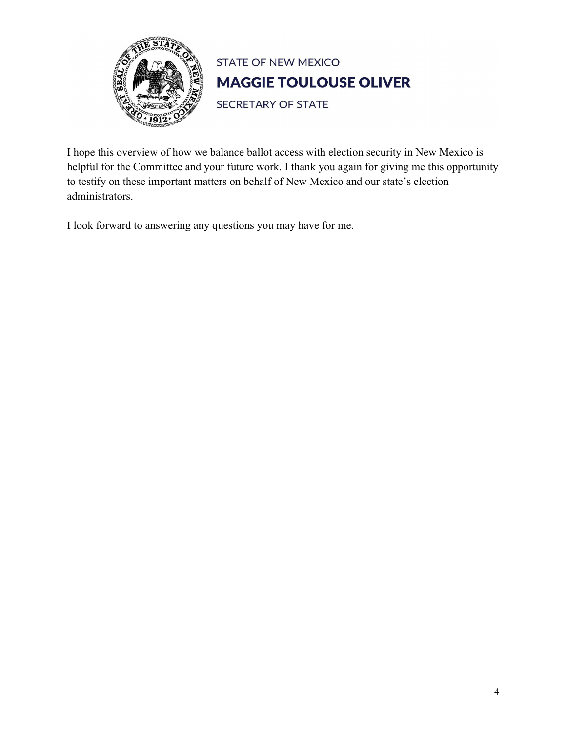STATE OF NEW MEXICO

**MAGGIE TOULOUSE OLIVER**

SECRETARY OF STATE

I hope this overview of how we balance ballot access with election security in New Mexico is helpful for the Committee and your future work. I thank you again for giving me this opportunity to testify on these important matters on behalf of New Mexico and our state's election administrators.

I look forward to answering any questions you may have for me.